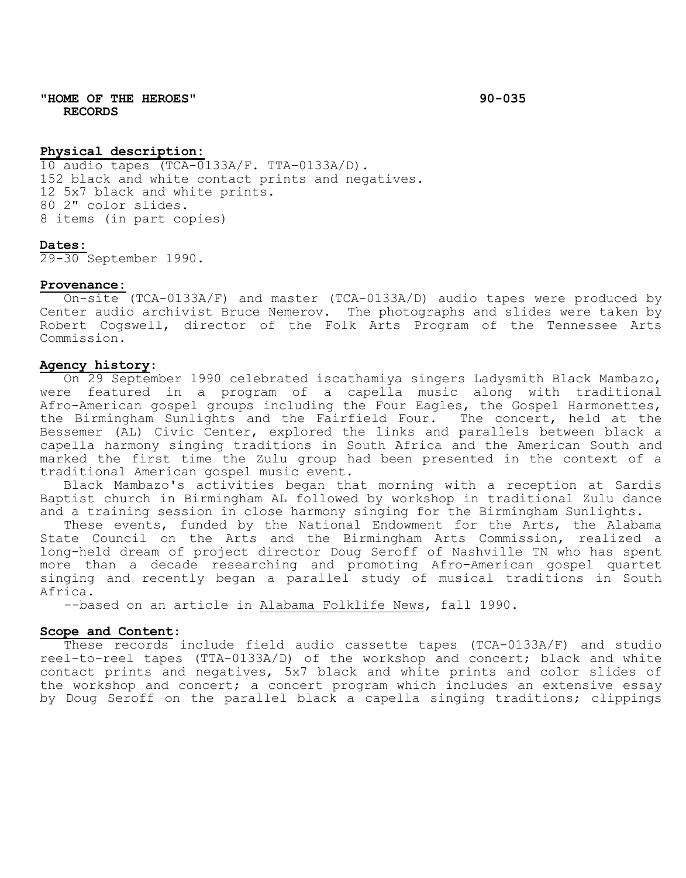**"HOME OF THE HEROES" RECORDS** **90-035**

**Physical description:**

10 audio tapes (TCA-0133A/F. TTA-0133A/D).
152 black and white contact prints and negatives.
12 5x7 black and white prints.
80 2" color slides.
8 items (in part copies)

**Dates:**

29-30 September 1990.

**Provenance:**

On-site (TCA-0133A/F) and master (TCA-0133A/D) audio tapes were produced by Center audio archivist Bruce Nemerov. The photographs and slides were taken by Robert Cogswell, director of the Folk Arts Program of the Tennessee Arts Commission.

**Agency history:**

On 29 September 1990 celebrated iscathamiya singers Ladysmith Black Mambazo, were featured in a program of a capella music along with traditional Afro-American gospel groups including the Four Eagles, the Gospel Harmonettes, the Birmingham Sunlights and the Fairfield Four. The concert, held at the Bessemer (AL) Civic Center, explored the links and parallels between black a capella harmony singing traditions in South Africa and the American South and marked the first time the Zulu group had been presented in the context of a traditional American gospel music event.

Black Mambazo's activities began that morning with a reception at Sardis Baptist church in Birmingham AL followed by workshop in traditional Zulu dance and a training session in close harmony singing for the Birmingham Sunlights.

These events, funded by the National Endowment for the Arts, the Alabama State Council on the Arts and the Birmingham Arts Commission, realized a long-held dream of project director Doug Seroff of Nashville TN who has spent more than a decade researching and promoting Afro-American gospel quartet singing and recently began a parallel study of musical traditions in South Africa.

--based on an article in Alabama Folklife News, fall 1990.

**Scope and Content:**

These records include field audio cassette tapes (TCA-0133A/F) and studio reel-to-reel tapes (TTA-0133A/D) of the workshop and concert; black and white contact prints and negatives, 5x7 black and white prints and color slides of the workshop and concert; a concert program which includes an extensive essay by Doug Seroff on the parallel black a capella singing traditions; clippings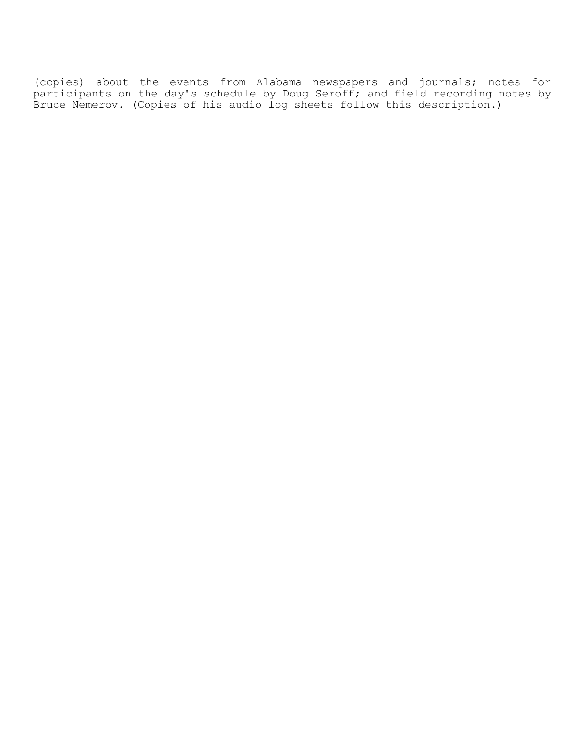(copies) about the events from Alabama newspapers and journals; notes for participants on the day's schedule by Doug Seroff; and field recording notes by Bruce Nemerov. (Copies of his audio log sheets follow this description.)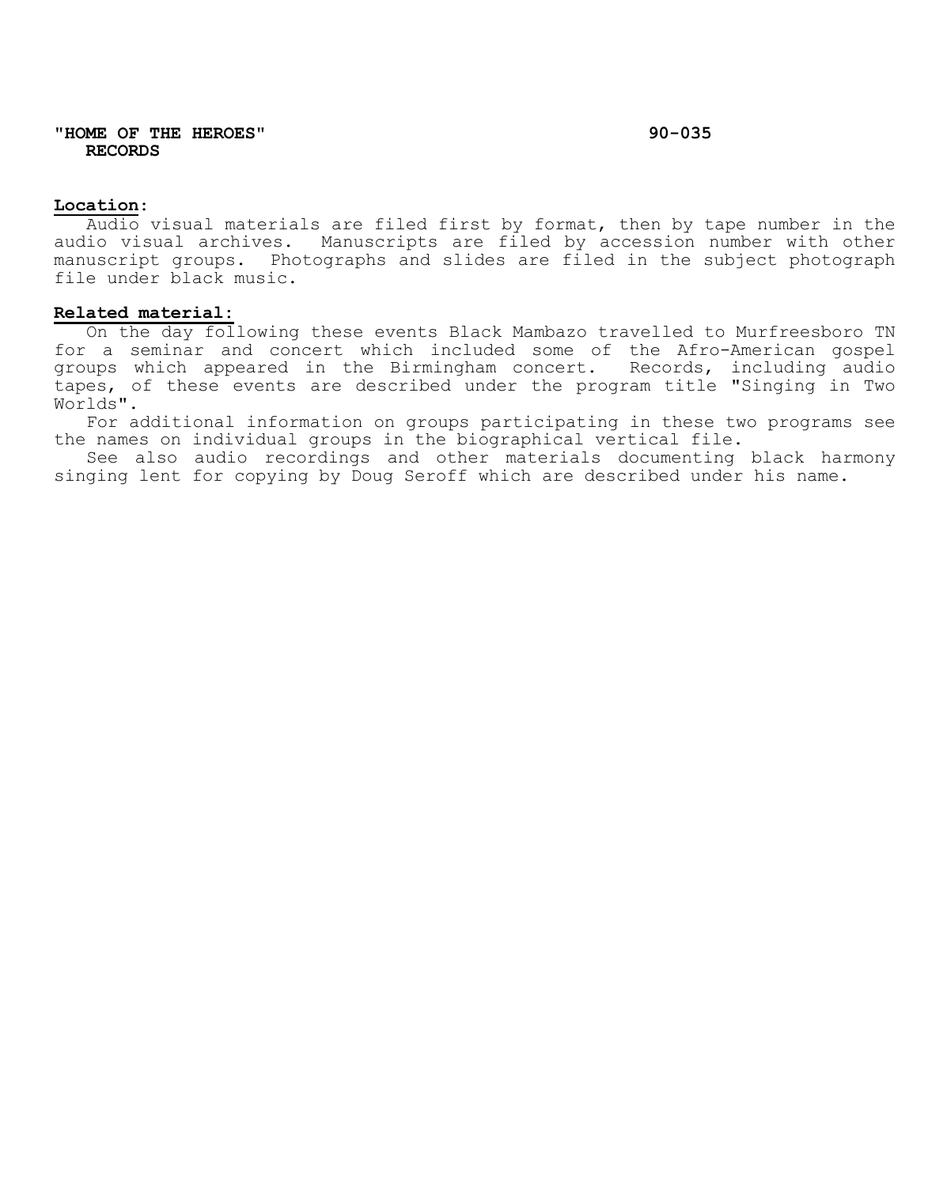**"HOME OF THE HEROES" RECORDS** **90-035**

**Location:**

Audio visual materials are filed first by format, then by tape number in the audio visual archives. Manuscripts are filed by accession number with other manuscript groups. Photographs and slides are filed in the subject photograph file under black music.

**Related material:**

On the day following these events Black Mambazo travelled to Murfreesboro TN for a seminar and concert which included some of the Afro-American gospel groups which appeared in the Birmingham concert. Records, including audio tapes, of these events are described under the program title "Singing in Two Worlds".

For additional information on groups participating in these two programs see the names on individual groups in the biographical vertical file.

See also audio recordings and other materials documenting black harmony singing lent for copying by Doug Seroff which are described under his name.